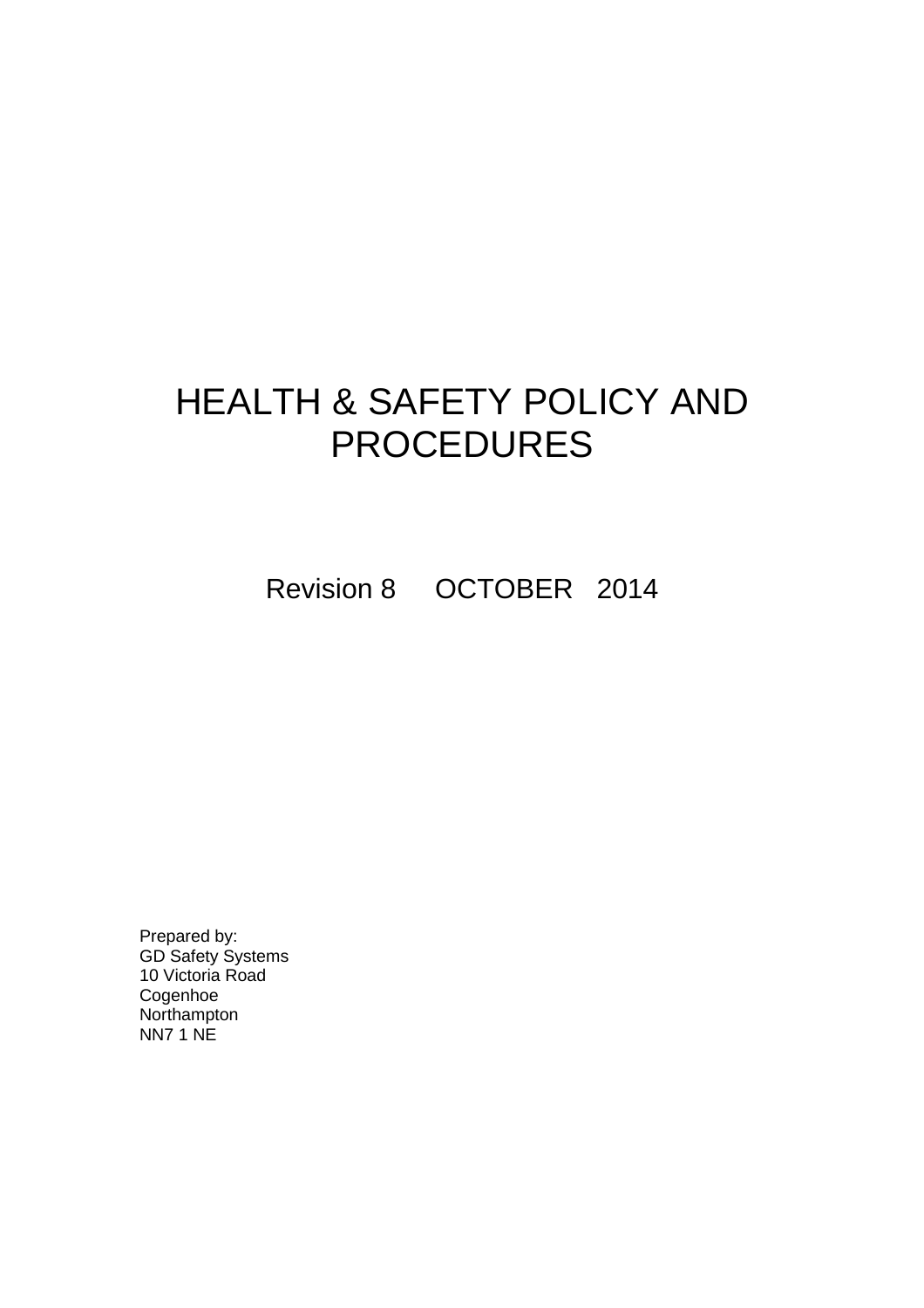# HEALTH & SAFETY POLICY AND PROCEDURES

Revision 8     OCTOBER   2014

Prepared by:
GD Safety Systems
10 Victoria Road
Cogenhoe
Northampton
NN7 1 NE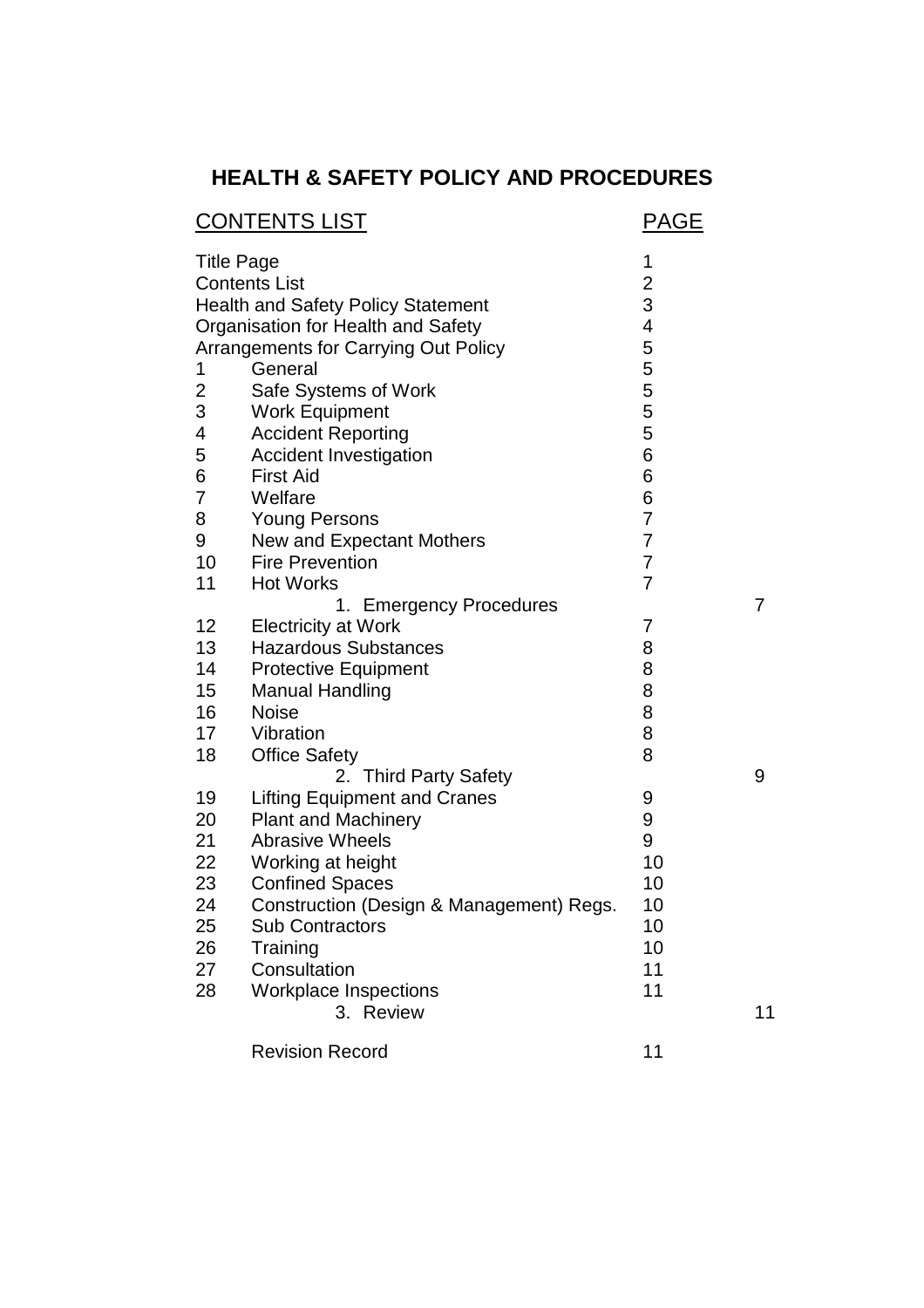## HEALTH & SAFETY POLICY AND PROCEDURES

| CONTENTS LIST | | PAGE | |
|---|---|---|---|
| Title Page | | 1 | |
| Contents List | | 2 | |
| Health and Safety Policy Statement | | 3 | |
| Organisation for Health and Safety | | 4 | |
| Arrangements for Carrying Out Policy | | 5 | |
| 1 | General | 5 | |
| 2 | Safe Systems of Work | 5 | |
| 3 | Work Equipment | 5 | |
| 4 | Accident Reporting | 5 | |
| 5 | Accident Investigation | 6 | |
| 6 | First Aid | 6 | |
| 7 | Welfare | 6 | |
| 8 | Young Persons | 7 | |
| 9 | New and Expectant Mothers | 7 | |
| 10 | Fire Prevention | 7 | |
| 11 | Hot Works | 7 | |
| | 1. Emergency Procedures | | 7 |
| 12 | Electricity at Work | 7 | |
| 13 | Hazardous Substances | 8 | |
| 14 | Protective Equipment | 8 | |
| 15 | Manual Handling | 8 | |
| 16 | Noise | 8 | |
| 17 | Vibration | 8 | |
| 18 | Office Safety | 8 | |
| | 2. Third Party Safety | | 9 |
| 19 | Lifting Equipment and Cranes | 9 | |
| 20 | Plant and Machinery | 9 | |
| 21 | Abrasive Wheels | 9 | |
| 22 | Working at height | 10 | |
| 23 | Confined Spaces | 10 | |
| 24 | Construction (Design & Management) Regs. | 10 | |
| 25 | Sub Contractors | 10 | |
| 26 | Training | 10 | |
| 27 | Consultation | 11 | |
| 28 | Workplace Inspections | 11 | |
| | 3. Review | | 11 |
| | Revision Record | 11 | |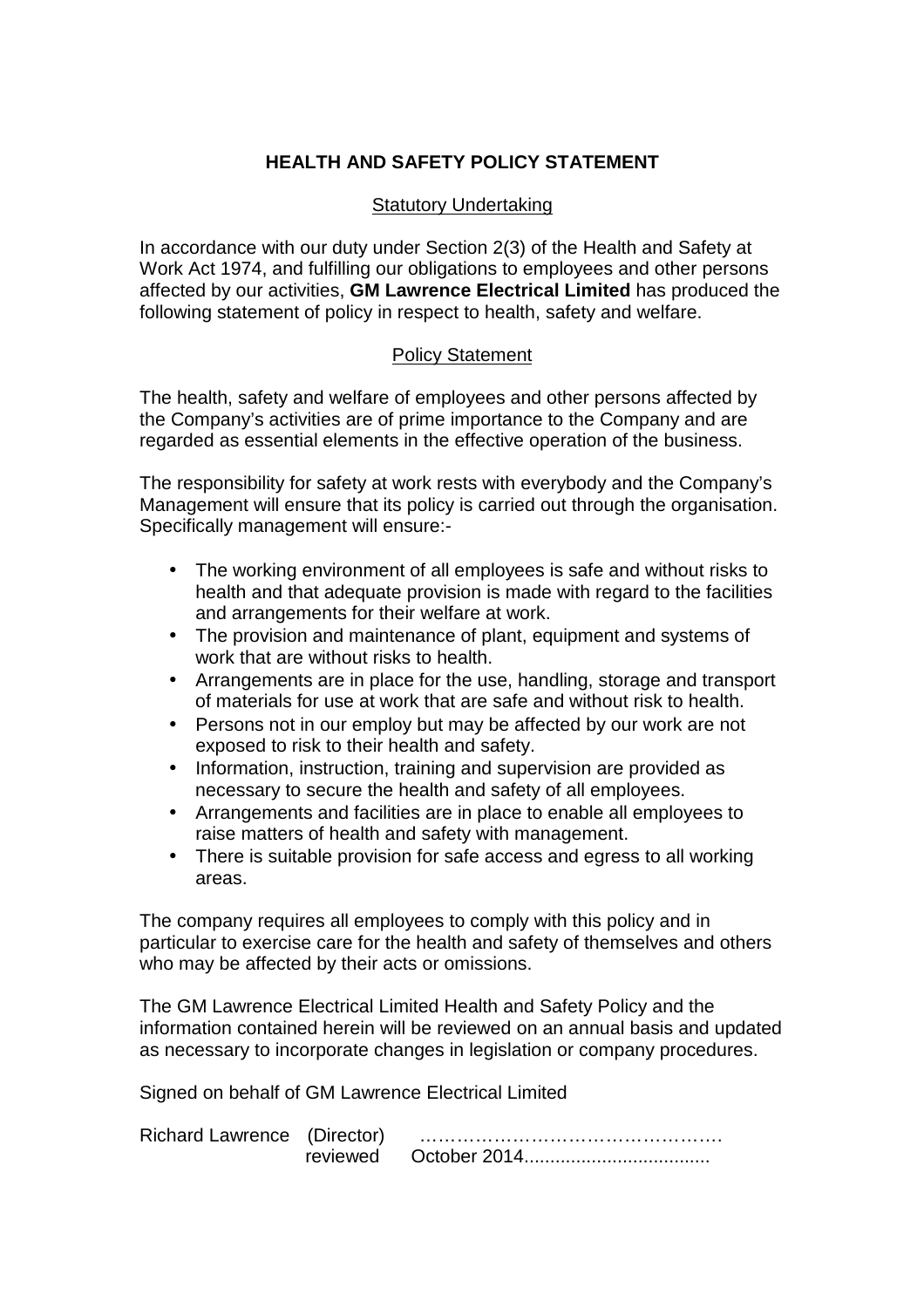# HEALTH AND SAFETY POLICY STATEMENT

## Statutory Undertaking

In accordance with our duty under Section 2(3) of the Health and Safety at Work Act 1974, and fulfilling our obligations to employees and other persons affected by our activities, **GM Lawrence Electrical Limited** has produced the following statement of policy in respect to health, safety and welfare.

## Policy Statement

The health, safety and welfare of employees and other persons affected by the Company's activities are of prime importance to the Company and are regarded as essential elements in the effective operation of the business.

The responsibility for safety at work rests with everybody and the Company's Management will ensure that its policy is carried out through the organisation. Specifically management will ensure:-

- The working environment of all employees is safe and without risks to health and that adequate provision is made with regard to the facilities and arrangements for their welfare at work.
- The provision and maintenance of plant, equipment and systems of work that are without risks to health.
- Arrangements are in place for the use, handling, storage and transport of materials for use at work that are safe and without risk to health.
- Persons not in our employ but may be affected by our work are not exposed to risk to their health and safety.
- Information, instruction, training and supervision are provided as necessary to secure the health and safety of all employees.
- Arrangements and facilities are in place to enable all employees to raise matters of health and safety with management.
- There is suitable provision for safe access and egress to all working areas.

The company requires all employees to comply with this policy and in particular to exercise care for the health and safety of themselves and others who may be affected by their acts or omissions.

The GM Lawrence Electrical Limited Health and Safety Policy and the information contained herein will be reviewed on an annual basis and updated as necessary to incorporate changes in legislation or company procedures.

Signed on behalf of GM Lawrence Electrical Limited

Richard Lawrence (Director) ………………………………………….
reviewed October 2014....................................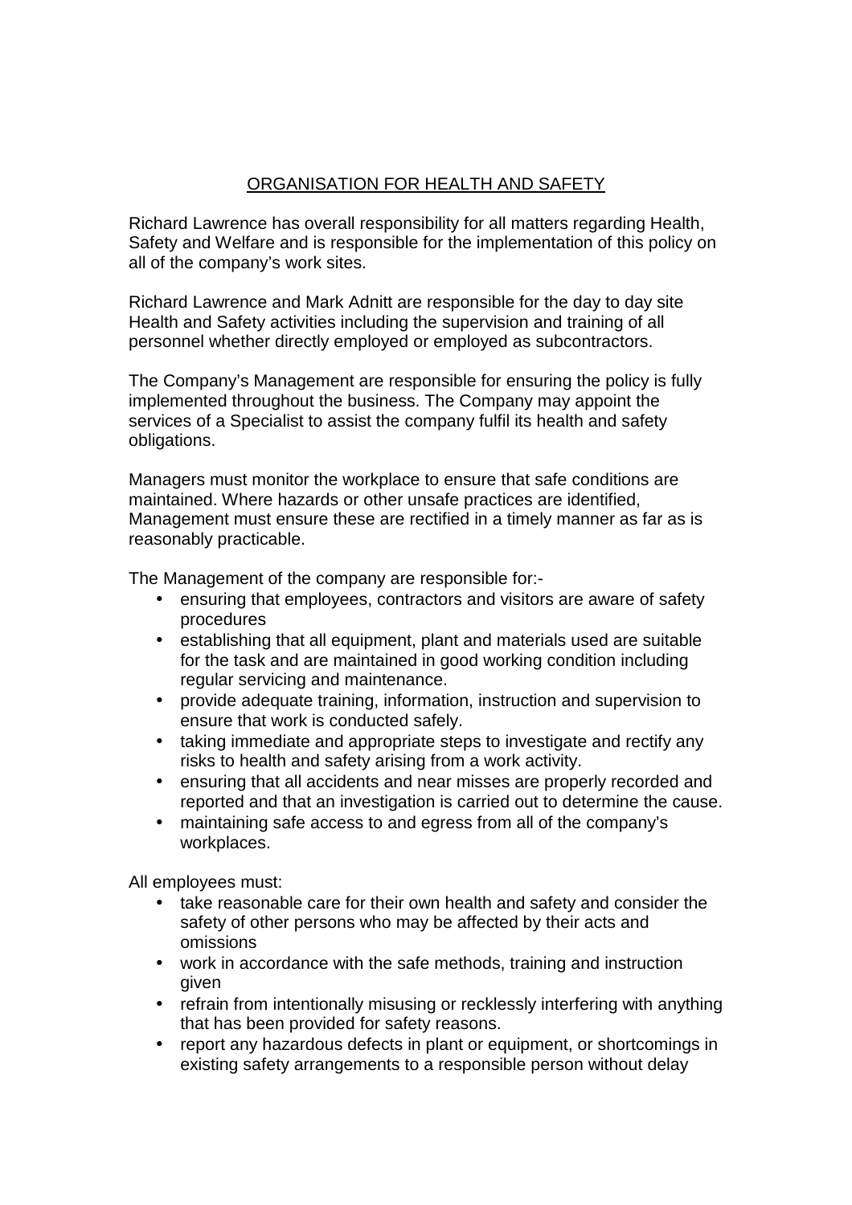## ORGANISATION FOR HEALTH AND SAFETY

Richard Lawrence has overall responsibility for all matters regarding Health, Safety and Welfare and is responsible for the implementation of this policy on all of the company's work sites.

Richard Lawrence and Mark Adnitt are responsible for the day to day site Health and Safety activities including the supervision and training of all personnel whether directly employed or employed as subcontractors.

The Company's Management are responsible for ensuring the policy is fully implemented throughout the business. The Company may appoint the services of a Specialist to assist the company fulfil its health and safety obligations.

Managers must monitor the workplace to ensure that safe conditions are maintained. Where hazards or other unsafe practices are identified, Management must ensure these are rectified in a timely manner as far as is reasonably practicable.

The Management of the company are responsible for:-

- ensuring that employees, contractors and visitors are aware of safety procedures
- establishing that all equipment, plant and materials used are suitable for the task and are maintained in good working condition including regular servicing and maintenance.
- provide adequate training, information, instruction and supervision to ensure that work is conducted safely.
- taking immediate and appropriate steps to investigate and rectify any risks to health and safety arising from a work activity.
- ensuring that all accidents and near misses are properly recorded and reported and that an investigation is carried out to determine the cause.
- maintaining safe access to and egress from all of the company's workplaces.

All employees must:

- take reasonable care for their own health and safety and consider the safety of other persons who may be affected by their acts and omissions
- work in accordance with the safe methods, training and instruction given
- refrain from intentionally misusing or recklessly interfering with anything that has been provided for safety reasons.
- report any hazardous defects in plant or equipment, or shortcomings in existing safety arrangements to a responsible person without delay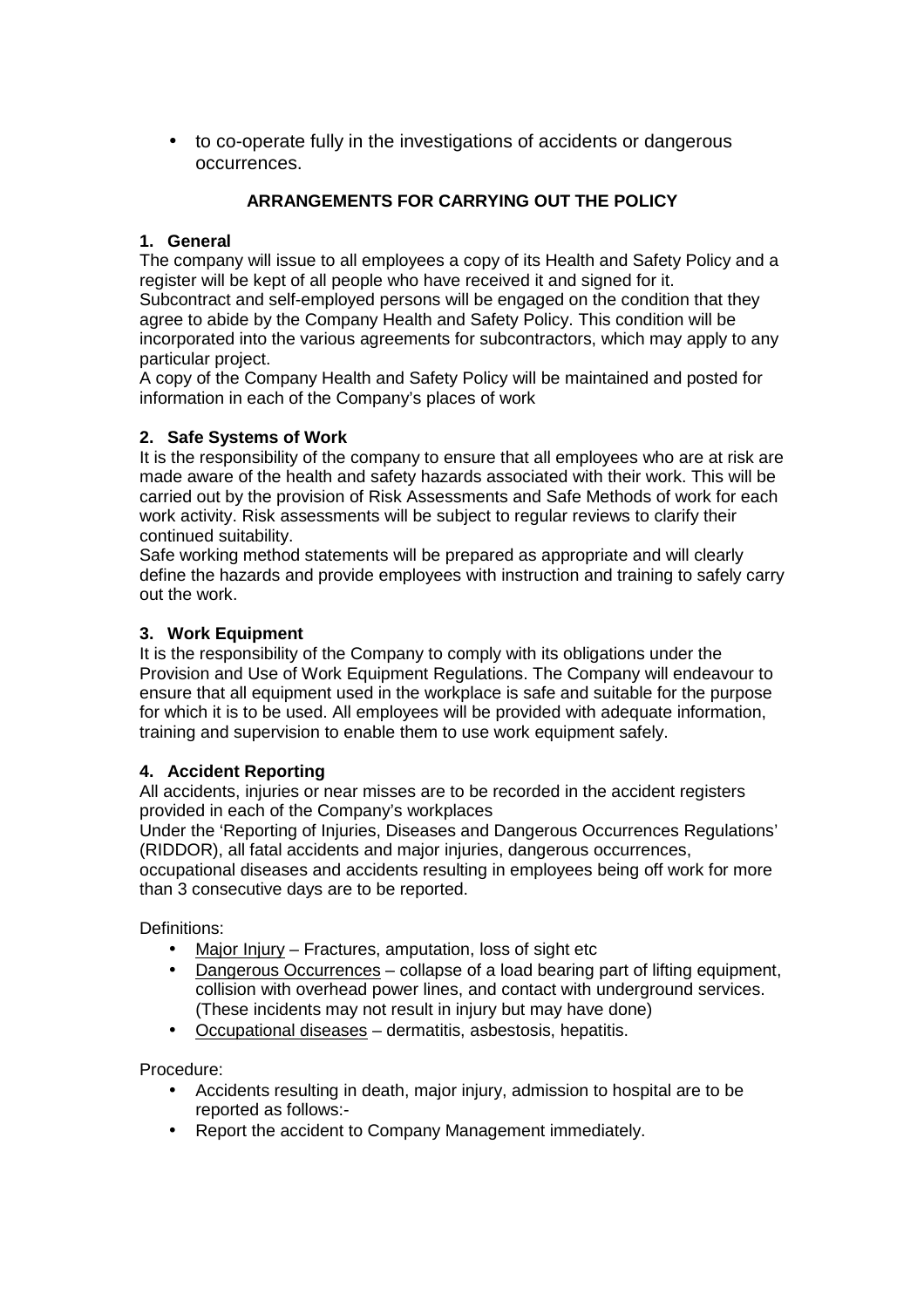- to co-operate fully in the investigations of accidents or dangerous occurrences.

## ARRANGEMENTS FOR CARRYING OUT THE POLICY

### 1. General

The company will issue to all employees a copy of its Health and Safety Policy and a register will be kept of all people who have received it and signed for it.
Subcontract and self-employed persons will be engaged on the condition that they agree to abide by the Company Health and Safety Policy. This condition will be incorporated into the various agreements for subcontractors, which may apply to any particular project.
A copy of the Company Health and Safety Policy will be maintained and posted for information in each of the Company's places of work

### 2. Safe Systems of Work

It is the responsibility of the company to ensure that all employees who are at risk are made aware of the health and safety hazards associated with their work. This will be carried out by the provision of Risk Assessments and Safe Methods of work for each work activity. Risk assessments will be subject to regular reviews to clarify their continued suitability.
Safe working method statements will be prepared as appropriate and will clearly define the hazards and provide employees with instruction and training to safely carry out the work.

### 3. Work Equipment

It is the responsibility of the Company to comply with its obligations under the Provision and Use of Work Equipment Regulations. The Company will endeavour to ensure that all equipment used in the workplace is safe and suitable for the purpose for which it is to be used. All employees will be provided with adequate information, training and supervision to enable them to use work equipment safely.

### 4. Accident Reporting

All accidents, injuries or near misses are to be recorded in the accident registers provided in each of the Company's workplaces
Under the 'Reporting of Injuries, Diseases and Dangerous Occurrences Regulations' (RIDDOR), all fatal accidents and major injuries, dangerous occurrences, occupational diseases and accidents resulting in employees being off work for more than 3 consecutive days are to be reported.

Definitions:

- Major Injury – Fractures, amputation, loss of sight etc
- Dangerous Occurrences – collapse of a load bearing part of lifting equipment, collision with overhead power lines, and contact with underground services. (These incidents may not result in injury but may have done)
- Occupational diseases – dermatitis, asbestosis, hepatitis.

Procedure:

- Accidents resulting in death, major injury, admission to hospital are to be reported as follows:-
- Report the accident to Company Management immediately.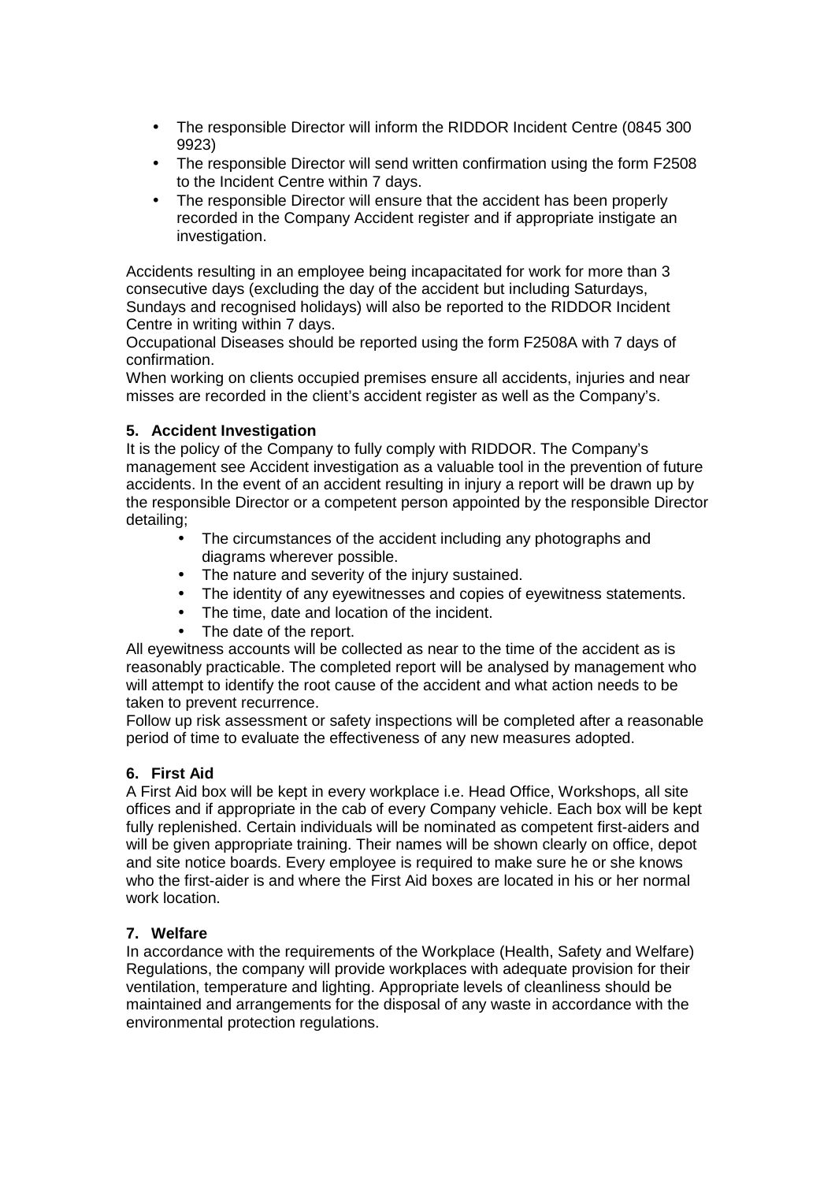- The responsible Director will inform the RIDDOR Incident Centre (0845 300 9923)
- The responsible Director will send written confirmation using the form F2508 to the Incident Centre within 7 days.
- The responsible Director will ensure that the accident has been properly recorded in the Company Accident register and if appropriate instigate an investigation.

Accidents resulting in an employee being incapacitated for work for more than 3 consecutive days (excluding the day of the accident but including Saturdays, Sundays and recognised holidays) will also be reported to the RIDDOR Incident Centre in writing within 7 days.
Occupational Diseases should be reported using the form F2508A with 7 days of confirmation.
When working on clients occupied premises ensure all accidents, injuries and near misses are recorded in the client's accident register as well as the Company's.

### 5. Accident Investigation

It is the policy of the Company to fully comply with RIDDOR. The Company's management see Accident investigation as a valuable tool in the prevention of future accidents. In the event of an accident resulting in injury a report will be drawn up by the responsible Director or a competent person appointed by the responsible Director detailing;

- The circumstances of the accident including any photographs and diagrams wherever possible.
- The nature and severity of the injury sustained.
- The identity of any eyewitnesses and copies of eyewitness statements.
- The time, date and location of the incident.
- The date of the report.

All eyewitness accounts will be collected as near to the time of the accident as is reasonably practicable. The completed report will be analysed by management who will attempt to identify the root cause of the accident and what action needs to be taken to prevent recurrence.
Follow up risk assessment or safety inspections will be completed after a reasonable period of time to evaluate the effectiveness of any new measures adopted.

### 6. First Aid

A First Aid box will be kept in every workplace i.e. Head Office, Workshops, all site offices and if appropriate in the cab of every Company vehicle. Each box will be kept fully replenished. Certain individuals will be nominated as competent first-aiders and will be given appropriate training. Their names will be shown clearly on office, depot and site notice boards. Every employee is required to make sure he or she knows who the first-aider is and where the First Aid boxes are located in his or her normal work location.

### 7. Welfare

In accordance with the requirements of the Workplace (Health, Safety and Welfare) Regulations, the company will provide workplaces with adequate provision for their ventilation, temperature and lighting. Appropriate levels of cleanliness should be maintained and arrangements for the disposal of any waste in accordance with the environmental protection regulations.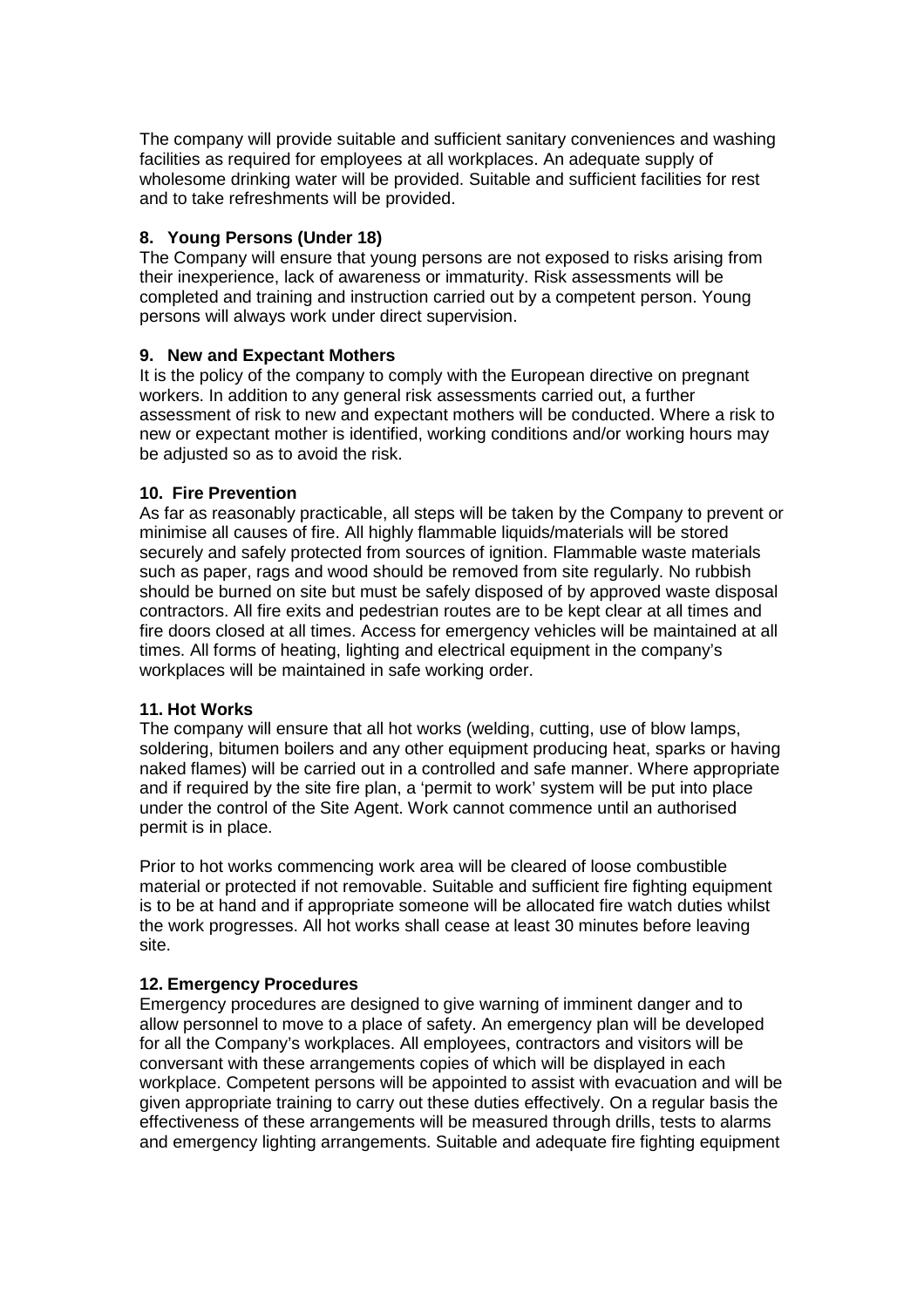The company will provide suitable and sufficient sanitary conveniences and washing facilities as required for employees at all workplaces. An adequate supply of wholesome drinking water will be provided. Suitable and sufficient facilities for rest and to take refreshments will be provided.

**8. Young Persons (Under 18)**

The Company will ensure that young persons are not exposed to risks arising from their inexperience, lack of awareness or immaturity. Risk assessments will be completed and training and instruction carried out by a competent person. Young persons will always work under direct supervision.

**9. New and Expectant Mothers**

It is the policy of the company to comply with the European directive on pregnant workers. In addition to any general risk assessments carried out, a further assessment of risk to new and expectant mothers will be conducted. Where a risk to new or expectant mother is identified, working conditions and/or working hours may be adjusted so as to avoid the risk.

**10. Fire Prevention**

As far as reasonably practicable, all steps will be taken by the Company to prevent or minimise all causes of fire. All highly flammable liquids/materials will be stored securely and safely protected from sources of ignition. Flammable waste materials such as paper, rags and wood should be removed from site regularly. No rubbish should be burned on site but must be safely disposed of by approved waste disposal contractors. All fire exits and pedestrian routes are to be kept clear at all times and fire doors closed at all times. Access for emergency vehicles will be maintained at all times. All forms of heating, lighting and electrical equipment in the company's workplaces will be maintained in safe working order.

**11. Hot Works**

The company will ensure that all hot works (welding, cutting, use of blow lamps, soldering, bitumen boilers and any other equipment producing heat, sparks or having naked flames) will be carried out in a controlled and safe manner. Where appropriate and if required by the site fire plan, a 'permit to work' system will be put into place under the control of the Site Agent. Work cannot commence until an authorised permit is in place.

Prior to hot works commencing work area will be cleared of loose combustible material or protected if not removable. Suitable and sufficient fire fighting equipment is to be at hand and if appropriate someone will be allocated fire watch duties whilst the work progresses. All hot works shall cease at least 30 minutes before leaving site.

**12. Emergency Procedures**

Emergency procedures are designed to give warning of imminent danger and to allow personnel to move to a place of safety. An emergency plan will be developed for all the Company's workplaces. All employees, contractors and visitors will be conversant with these arrangements copies of which will be displayed in each workplace. Competent persons will be appointed to assist with evacuation and will be given appropriate training to carry out these duties effectively. On a regular basis the effectiveness of these arrangements will be measured through drills, tests to alarms and emergency lighting arrangements. Suitable and adequate fire fighting equipment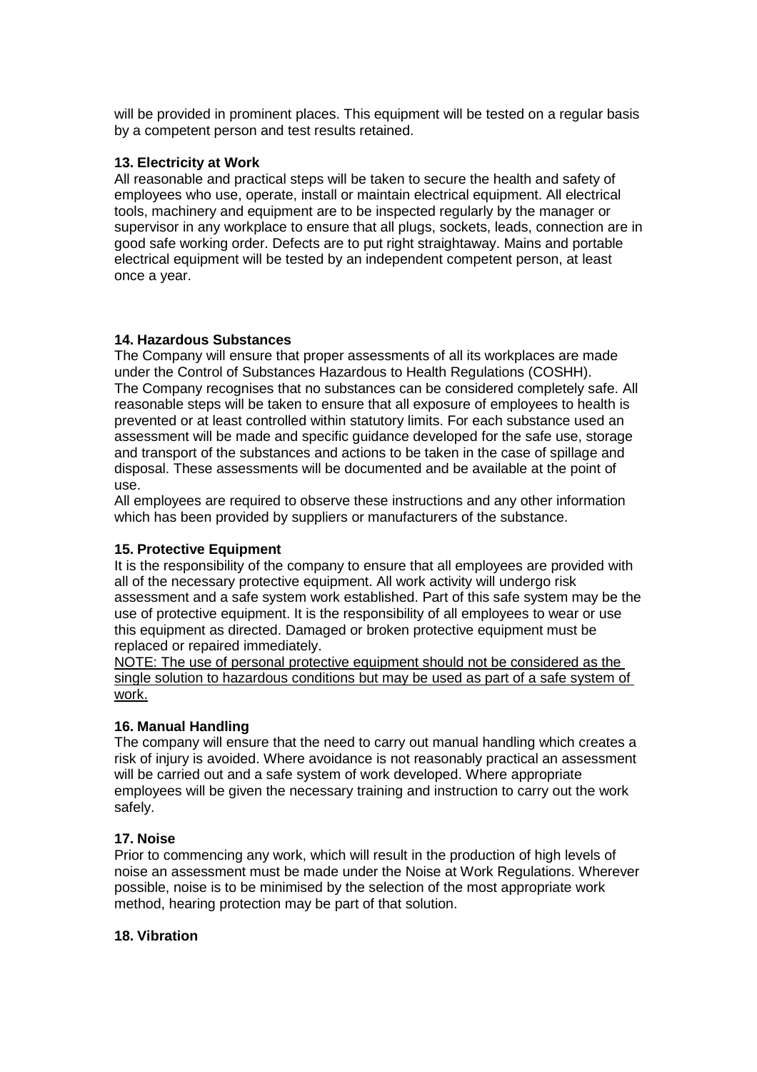will be provided in prominent places. This equipment will be tested on a regular basis by a competent person and test results retained.

**13. Electricity at Work**

All reasonable and practical steps will be taken to secure the health and safety of employees who use, operate, install or maintain electrical equipment. All electrical tools, machinery and equipment are to be inspected regularly by the manager or supervisor in any workplace to ensure that all plugs, sockets, leads, connection are in good safe working order. Defects are to put right straightaway. Mains and portable electrical equipment will be tested by an independent competent person, at least once a year.

**14. Hazardous Substances**

The Company will ensure that proper assessments of all its workplaces are made under the Control of Substances Hazardous to Health Regulations (COSHH).
The Company recognises that no substances can be considered completely safe. All reasonable steps will be taken to ensure that all exposure of employees to health is prevented or at least controlled within statutory limits. For each substance used an assessment will be made and specific guidance developed for the safe use, storage and transport of the substances and actions to be taken in the case of spillage and disposal. These assessments will be documented and be available at the point of use.
All employees are required to observe these instructions and any other information which has been provided by suppliers or manufacturers of the substance.

**15. Protective Equipment**

It is the responsibility of the company to ensure that all employees are provided with all of the necessary protective equipment. All work activity will undergo risk assessment and a safe system work established. Part of this safe system may be the use of protective equipment. It is the responsibility of all employees to wear or use this equipment as directed. Damaged or broken protective equipment must be replaced or repaired immediately.
<u>NOTE: The use of personal protective equipment should not be considered as the single solution to hazardous conditions but may be used as part of a safe system of work.</u>

**16. Manual Handling**

The company will ensure that the need to carry out manual handling which creates a risk of injury is avoided. Where avoidance is not reasonably practical an assessment will be carried out and a safe system of work developed. Where appropriate employees will be given the necessary training and instruction to carry out the work safely.

**17. Noise**

Prior to commencing any work, which will result in the production of high levels of noise an assessment must be made under the Noise at Work Regulations. Wherever possible, noise is to be minimised by the selection of the most appropriate work method, hearing protection may be part of that solution.

**18. Vibration**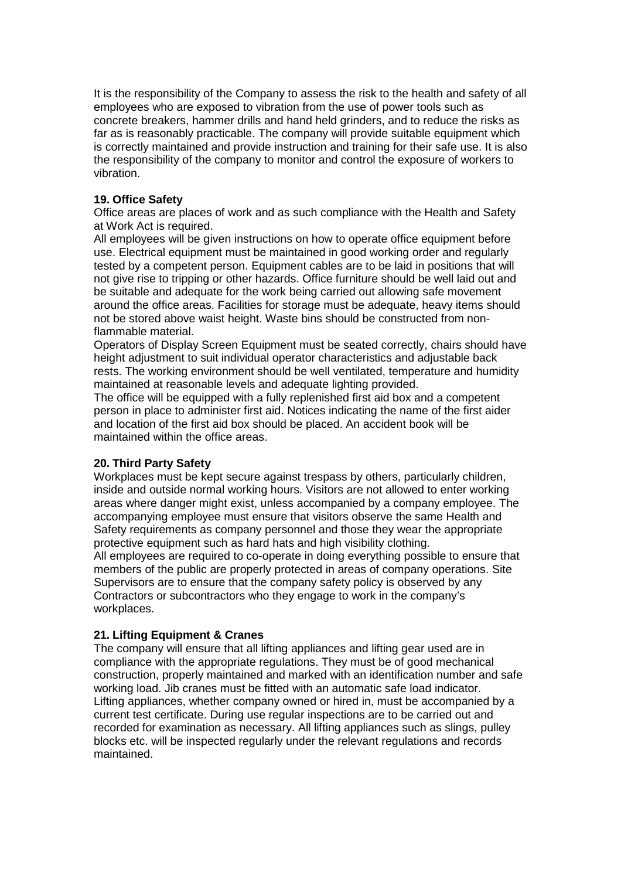It is the responsibility of the Company to assess the risk to the health and safety of all employees who are exposed to vibration from the use of power tools such as concrete breakers, hammer drills and hand held grinders, and to reduce the risks as far as is reasonably practicable. The company will provide suitable equipment which is correctly maintained and provide instruction and training for their safe use. It is also the responsibility of the company to monitor and control the exposure of workers to vibration.

**19. Office Safety**

Office areas are places of work and as such compliance with the Health and Safety at Work Act is required.

All employees will be given instructions on how to operate office equipment before use. Electrical equipment must be maintained in good working order and regularly tested by a competent person. Equipment cables are to be laid in positions that will not give rise to tripping or other hazards. Office furniture should be well laid out and be suitable and adequate for the work being carried out allowing safe movement around the office areas. Facilities for storage must be adequate, heavy items should not be stored above waist height. Waste bins should be constructed from non-flammable material.

Operators of Display Screen Equipment must be seated correctly, chairs should have height adjustment to suit individual operator characteristics and adjustable back rests. The working environment should be well ventilated, temperature and humidity maintained at reasonable levels and adequate lighting provided.

The office will be equipped with a fully replenished first aid box and a competent person in place to administer first aid. Notices indicating the name of the first aider and location of the first aid box should be placed. An accident book will be maintained within the office areas.

**20. Third Party Safety**

Workplaces must be kept secure against trespass by others, particularly children, inside and outside normal working hours. Visitors are not allowed to enter working areas where danger might exist, unless accompanied by a company employee. The accompanying employee must ensure that visitors observe the same Health and Safety requirements as company personnel and those they wear the appropriate protective equipment such as hard hats and high visibility clothing.

All employees are required to co-operate in doing everything possible to ensure that members of the public are properly protected in areas of company operations. Site Supervisors are to ensure that the company safety policy is observed by any Contractors or subcontractors who they engage to work in the company's workplaces.

**21. Lifting Equipment & Cranes**

The company will ensure that all lifting appliances and lifting gear used are in compliance with the appropriate regulations. They must be of good mechanical construction, properly maintained and marked with an identification number and safe working load. Jib cranes must be fitted with an automatic safe load indicator.

Lifting appliances, whether company owned or hired in, must be accompanied by a current test certificate. During use regular inspections are to be carried out and recorded for examination as necessary. All lifting appliances such as slings, pulley blocks etc. will be inspected regularly under the relevant regulations and records maintained.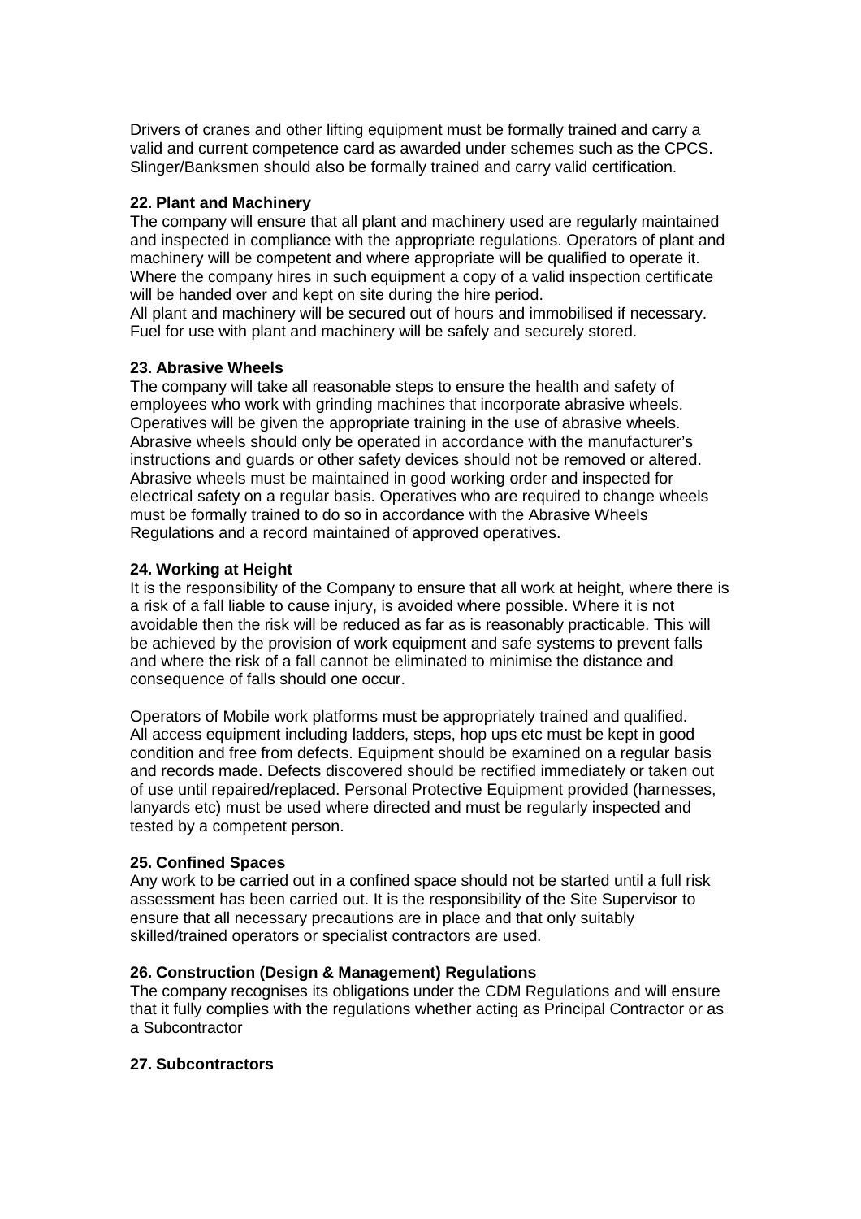Drivers of cranes and other lifting equipment must be formally trained and carry a valid and current competence card as awarded under schemes such as the CPCS. Slinger/Banksmen should also be formally trained and carry valid certification.

**22. Plant and Machinery**

The company will ensure that all plant and machinery used are regularly maintained and inspected in compliance with the appropriate regulations. Operators of plant and machinery will be competent and where appropriate will be qualified to operate it. Where the company hires in such equipment a copy of a valid inspection certificate will be handed over and kept on site during the hire period.
All plant and machinery will be secured out of hours and immobilised if necessary. Fuel for use with plant and machinery will be safely and securely stored.

**23. Abrasive Wheels**

The company will take all reasonable steps to ensure the health and safety of employees who work with grinding machines that incorporate abrasive wheels. Operatives will be given the appropriate training in the use of abrasive wheels. Abrasive wheels should only be operated in accordance with the manufacturer's instructions and guards or other safety devices should not be removed or altered. Abrasive wheels must be maintained in good working order and inspected for electrical safety on a regular basis. Operatives who are required to change wheels must be formally trained to do so in accordance with the Abrasive Wheels Regulations and a record maintained of approved operatives.

**24. Working at Height**

It is the responsibility of the Company to ensure that all work at height, where there is a risk of a fall liable to cause injury, is avoided where possible. Where it is not avoidable then the risk will be reduced as far as is reasonably practicable. This will be achieved by the provision of work equipment and safe systems to prevent falls and where the risk of a fall cannot be eliminated to minimise the distance and consequence of falls should one occur.

Operators of Mobile work platforms must be appropriately trained and qualified. All access equipment including ladders, steps, hop ups etc must be kept in good condition and free from defects. Equipment should be examined on a regular basis and records made. Defects discovered should be rectified immediately or taken out of use until repaired/replaced. Personal Protective Equipment provided (harnesses, lanyards etc) must be used where directed and must be regularly inspected and tested by a competent person.

**25. Confined Spaces**

Any work to be carried out in a confined space should not be started until a full risk assessment has been carried out. It is the responsibility of the Site Supervisor to ensure that all necessary precautions are in place and that only suitably skilled/trained operators or specialist contractors are used.

**26. Construction (Design & Management) Regulations**

The company recognises its obligations under the CDM Regulations and will ensure that it fully complies with the regulations whether acting as Principal Contractor or as a Subcontractor

**27. Subcontractors**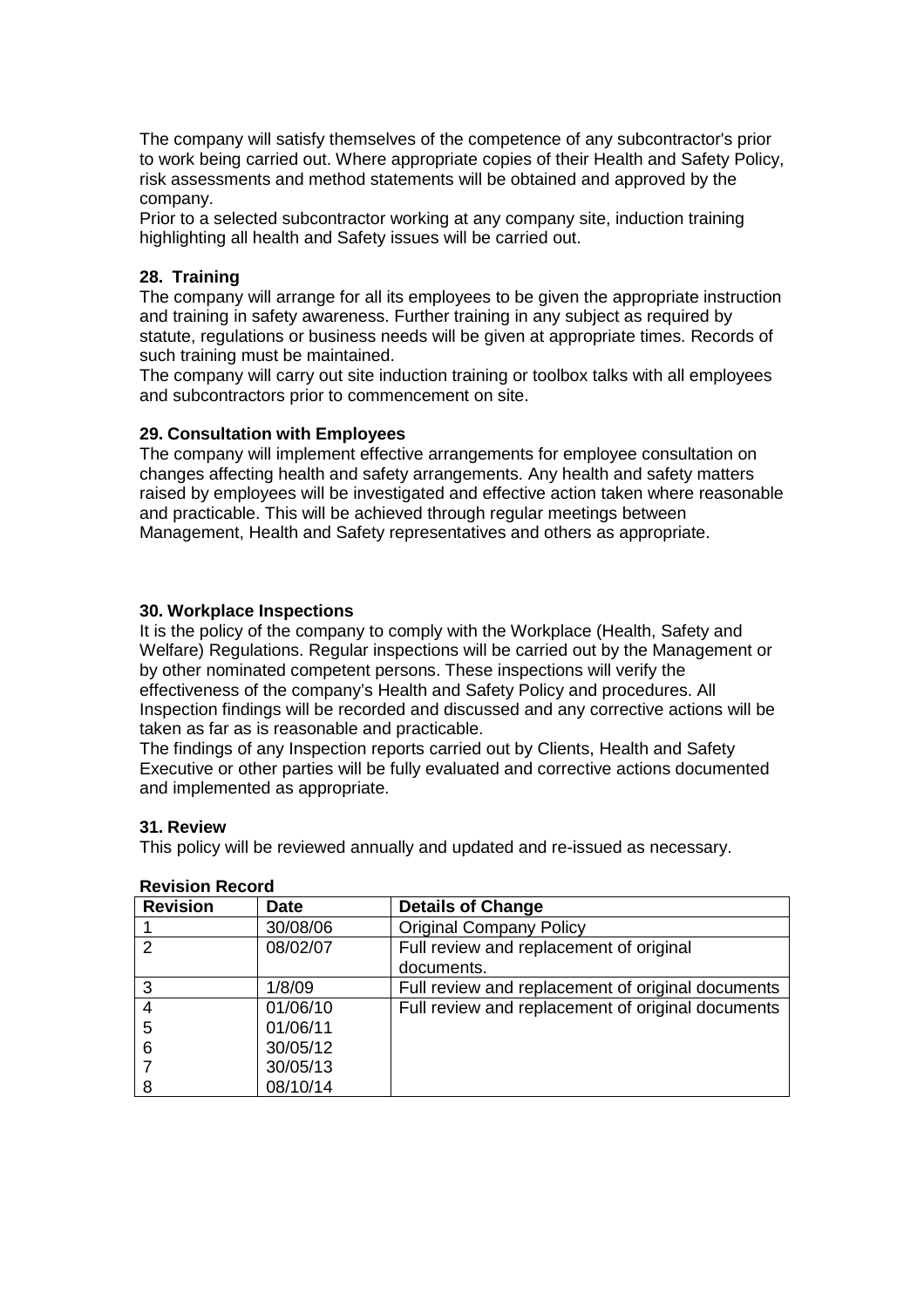The company will satisfy themselves of the competence of any subcontractor's prior to work being carried out. Where appropriate copies of their Health and Safety Policy, risk assessments and method statements will be obtained and approved by the company.
Prior to a selected subcontractor working at any company site, induction training highlighting all health and Safety issues will be carried out.

### 28. Training

The company will arrange for all its employees to be given the appropriate instruction and training in safety awareness. Further training in any subject as required by statute, regulations or business needs will be given at appropriate times. Records of such training must be maintained.
The company will carry out site induction training or toolbox talks with all employees and subcontractors prior to commencement on site.

### 29. Consultation with Employees

The company will implement effective arrangements for employee consultation on changes affecting health and safety arrangements. Any health and safety matters raised by employees will be investigated and effective action taken where reasonable and practicable. This will be achieved through regular meetings between Management, Health and Safety representatives and others as appropriate.

### 30. Workplace Inspections

It is the policy of the company to comply with the Workplace (Health, Safety and Welfare) Regulations. Regular inspections will be carried out by the Management or by other nominated competent persons. These inspections will verify the effectiveness of the company's Health and Safety Policy and procedures. All Inspection findings will be recorded and discussed and any corrective actions will be taken as far as is reasonable and practicable.
The findings of any Inspection reports carried out by Clients, Health and Safety Executive or other parties will be fully evaluated and corrective actions documented and implemented as appropriate.

### 31. Review

This policy will be reviewed annually and updated and re-issued as necessary.

**Revision Record**

| Revision | Date | Details of Change |
|---|---|---|
| 1 | 30/08/06 | Original Company Policy |
| 2 | 08/02/07 | Full review and replacement of original documents. |
| 3 | 1/8/09 | Full review and replacement of original documents |
| 4<br>5<br>6<br>7<br>8 | 01/06/10<br>01/06/11<br>30/05/12<br>30/05/13<br>08/10/14 | Full review and replacement of original documents |